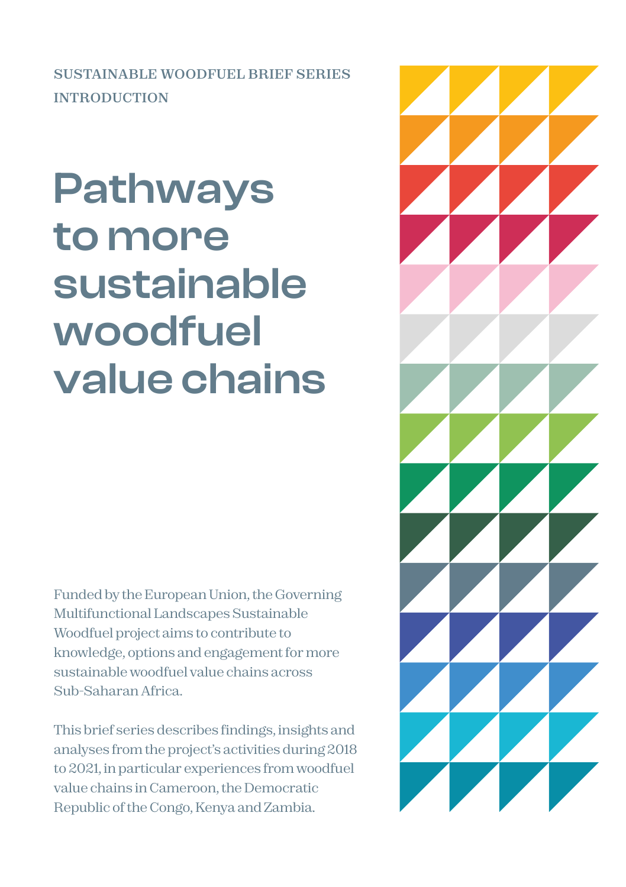SUSTAINABLE WOODFUEL BRIEF SERIES
INTRODUCTION

# Pathways to more sustainable woodfuel value chains

Funded by the European Union, the Governing Multifunctional Landscapes Sustainable Woodfuel project aims to contribute to knowledge, options and engagement for more sustainable woodfuel value chains across Sub-Saharan Africa.

This brief series describes findings, insights and analyses from the project's activities during 2018 to 2021, in particular experiences from woodfuel value chains in Cameroon, the Democratic Republic of the Congo, Kenya and Zambia.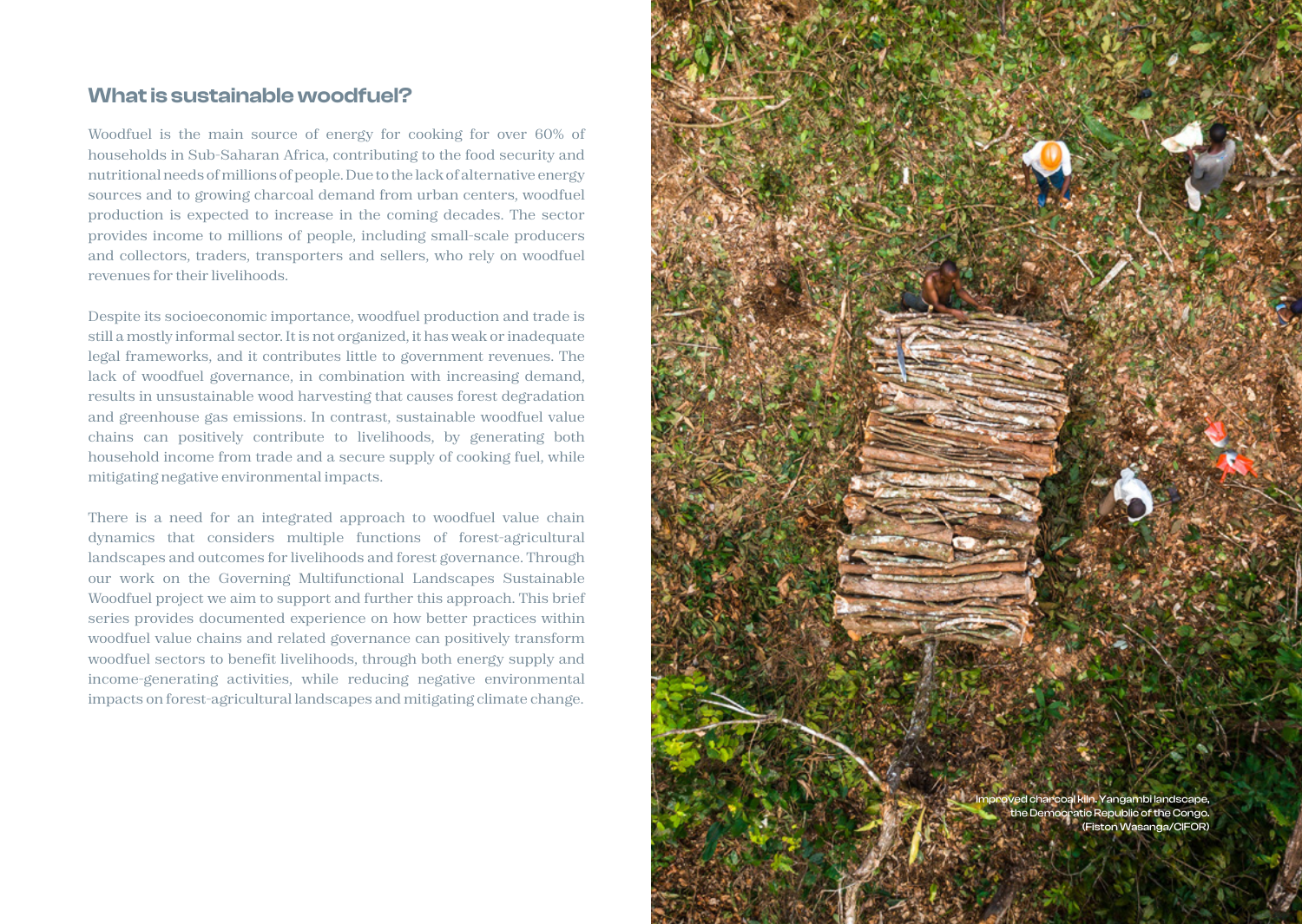## What is sustainable woodfuel?

Woodfuel is the main source of energy for cooking for over 60% of households in Sub-Saharan Africa, contributing to the food security and nutritional needs of millions of people. Due to the lack of alternative energy sources and to growing charcoal demand from urban centers, woodfuel production is expected to increase in the coming decades. The sector provides income to millions of people, including small-scale producers and collectors, traders, transporters and sellers, who rely on woodfuel revenues for their livelihoods.

Despite its socioeconomic importance, woodfuel production and trade is still a mostly informal sector. It is not organized, it has weak or inadequate legal frameworks, and it contributes little to government revenues. The lack of woodfuel governance, in combination with increasing demand, results in unsustainable wood harvesting that causes forest degradation and greenhouse gas emissions. In contrast, sustainable woodfuel value chains can positively contribute to livelihoods, by generating both household income from trade and a secure supply of cooking fuel, while mitigating negative environmental impacts.

There is a need for an integrated approach to woodfuel value chain dynamics that considers multiple functions of forest-agricultural landscapes and outcomes for livelihoods and forest governance. Through our work on the Governing Multifunctional Landscapes Sustainable Woodfuel project we aim to support and further this approach. This brief series provides documented experience on how better practices within woodfuel value chains and related governance can positively transform woodfuel sectors to benefit livelihoods, through both energy supply and income-generating activities, while reducing negative environmental impacts on forest-agricultural landscapes and mitigating climate change.

Improved charcoal kiln. Yangambi landscape, the Democratic Republic of the Congo. (Fiston Wasanga/CIFOR)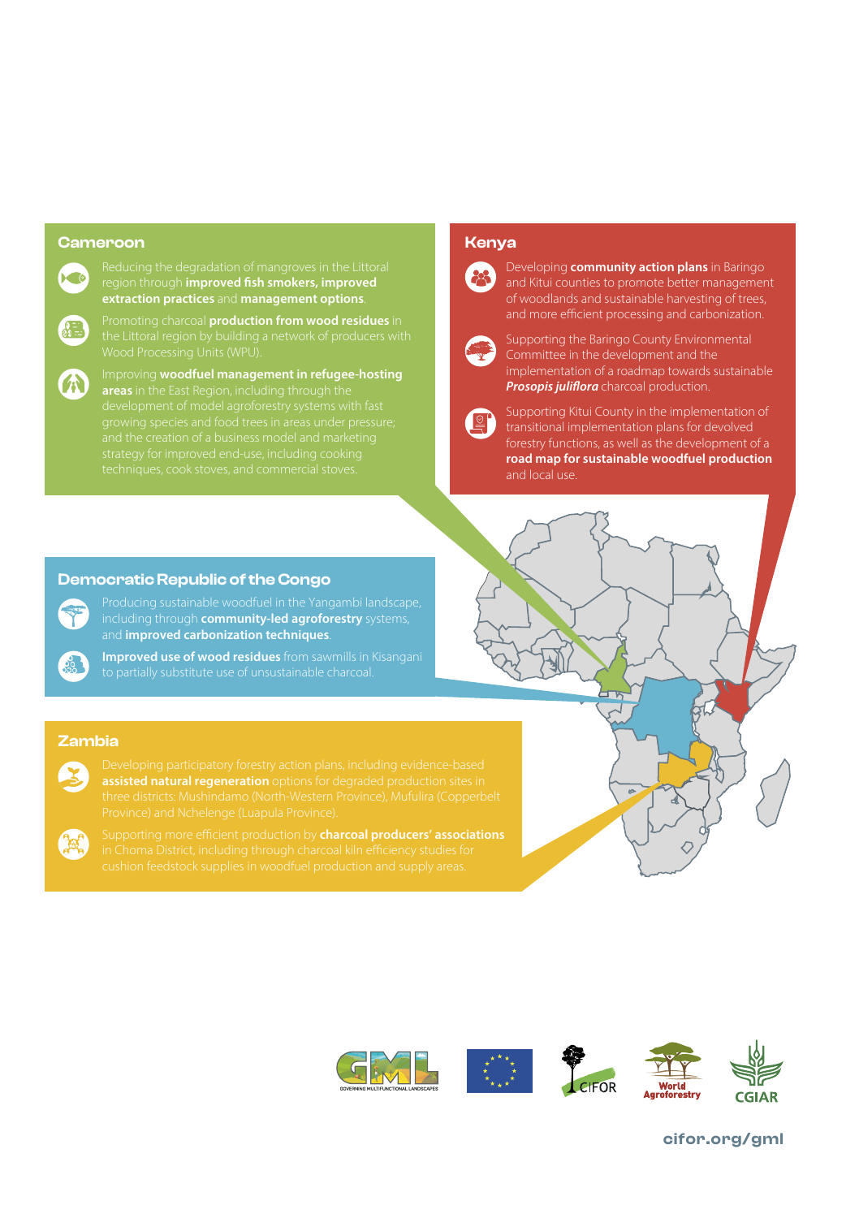## Cameroon

- Reducing the degradation of mangroves in the Littoral region through **improved fish smokers, improved extraction practices** and **management options**.
- Promoting charcoal **production from wood residues** in the Littoral region by building a network of producers with Wood Processing Units (WPU).
- Improving **woodfuel management in refugee-hosting areas** in the East Region, including through the development of model agroforestry systems with fast growing species and food trees in areas under pressure; and the creation of a business model and marketing strategy for improved end-use, including cooking techniques, cook stoves, and commercial stoves.

## Kenya

- Developing **community action plans** in Baringo and Kitui counties to promote better management of woodlands and sustainable harvesting of trees, and more efficient processing and carbonization.
- Supporting the Baringo County Environmental Committee in the development and the implementation of a roadmap towards sustainable ***Prosopis juliflora*** charcoal production.
- Supporting Kitui County in the implementation of transitional implementation plans for devolved forestry functions, as well as the development of a **road map for sustainable woodfuel production** and local use.

## Democratic Republic of the Congo

- Producing sustainable woodfuel in the Yangambi landscape, including through **community-led agroforestry** systems, and **improved carbonization techniques**.
- **Improved use of wood residues** from sawmills in Kisangani to partially substitute use of unsustainable charcoal.

## Zambia

- Developing participatory forestry action plans, including evidence-based **assisted natural regeneration** options for degraded production sites in three districts: Mushindamo (North-Western Province), Mufulira (Copperbelt Province) and Nchelenge (Luapula Province).
- Supporting more efficient production by **charcoal producers' associations** in Choma District, including through charcoal kiln efficiency studies for cushion feedstock supplies in woodfuel production and supply areas.

GML GOVERNING MULTIFUNCTIONAL LANDSCAPES

CIFOR

World Agroforestry

CGIAR

cifor.org/gml